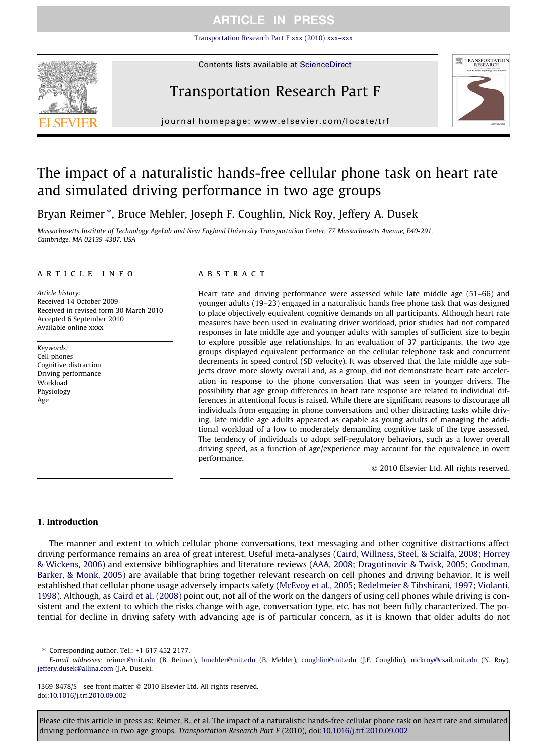# The impact of a naturalistic hands-free cellular phone task on heart rate and simulated driving performance in two age groups

Bryan Reimer *, Bruce Mehler, Joseph F. Coughlin, Nick Roy, Jeffery A. Dusek

*Massachusetts Institute of Technology AgeLab and New England University Transportation Center, 77 Massachusetts Avenue, E40-291, Cambridge, MA 02139-4307, USA*

## ARTICLE INFO

*Article history:*
Received 14 October 2009
Received in revised form 30 March 2010
Accepted 6 September 2010
Available online xxxx

*Keywords:*
Cell phones
Cognitive distraction
Driving performance
Workload
Physiology
Age

## ABSTRACT

Heart rate and driving performance were assessed while late middle age (51–66) and younger adults (19–23) engaged in a naturalistic hands free phone task that was designed to place objectively equivalent cognitive demands on all participants. Although heart rate measures have been used in evaluating driver workload, prior studies had not compared responses in late middle age and younger adults with samples of sufficient size to begin to explore possible age relationships. In an evaluation of 37 participants, the two age groups displayed equivalent performance on the cellular telephone task and concurrent decrements in speed control (SD velocity). It was observed that the late middle age subjects drove more slowly overall and, as a group, did not demonstrate heart rate acceleration in response to the phone conversation that was seen in younger drivers. The possibility that age group differences in heart rate response are related to individual differences in attentional focus is raised. While there are significant reasons to discourage all individuals from engaging in phone conversations and other distracting tasks while driving, late middle age adults appeared as capable as young adults of managing the additional workload of a low to moderately demanding cognitive task of the type assessed. The tendency of individuals to adopt self-regulatory behaviors, such as a lower overall driving speed, as a function of age/experience may account for the equivalence in overt performance.

© 2010 Elsevier Ltd. All rights reserved.

## 1. Introduction

The manner and extent to which cellular phone conversations, text messaging and other cognitive distractions affect driving performance remains an area of great interest. Useful meta-analyses (Caird, Willness, Steel, & Scialfa, 2008; Horrey & Wickens, 2006) and extensive bibliographies and literature reviews (AAA, 2008; Dragutinovic & Twisk, 2005; Goodman, Barker, & Monk, 2005) are available that bring together relevant research on cell phones and driving behavior. It is well established that cellular phone usage adversely impacts safety (McEvoy et al., 2005; Redelmeier & Tibshirani, 1997; Violanti, 1998). Although, as Caird et al. (2008) point out, not all of the work on the dangers of using cell phones while driving is consistent and the extent to which the risks change with age, conversation type, etc. has not been fully characterized. The potential for decline in driving safety with advancing age is of particular concern, as it is known that older adults do not

* Corresponding author. Tel.: +1 617 452 2177.
*E-mail addresses:* reimer@mit.edu (B. Reimer), bmehler@mit.edu (B. Mehler), coughlin@mit.edu (J.F. Coughlin), nickroy@csail.mit.edu (N. Roy), jeffery.dusek@allina.com (J.A. Dusek).

1369-8478/$ - see front matter © 2010 Elsevier Ltd. All rights reserved.
doi:10.1016/j.trf.2010.09.002

Please cite this article in press as: Reimer, B., et al. The impact of a naturalistic hands-free cellular phone task on heart rate and simulated driving performance in two age groups. *Transportation Research Part F* (2010), doi:10.1016/j.trf.2010.09.002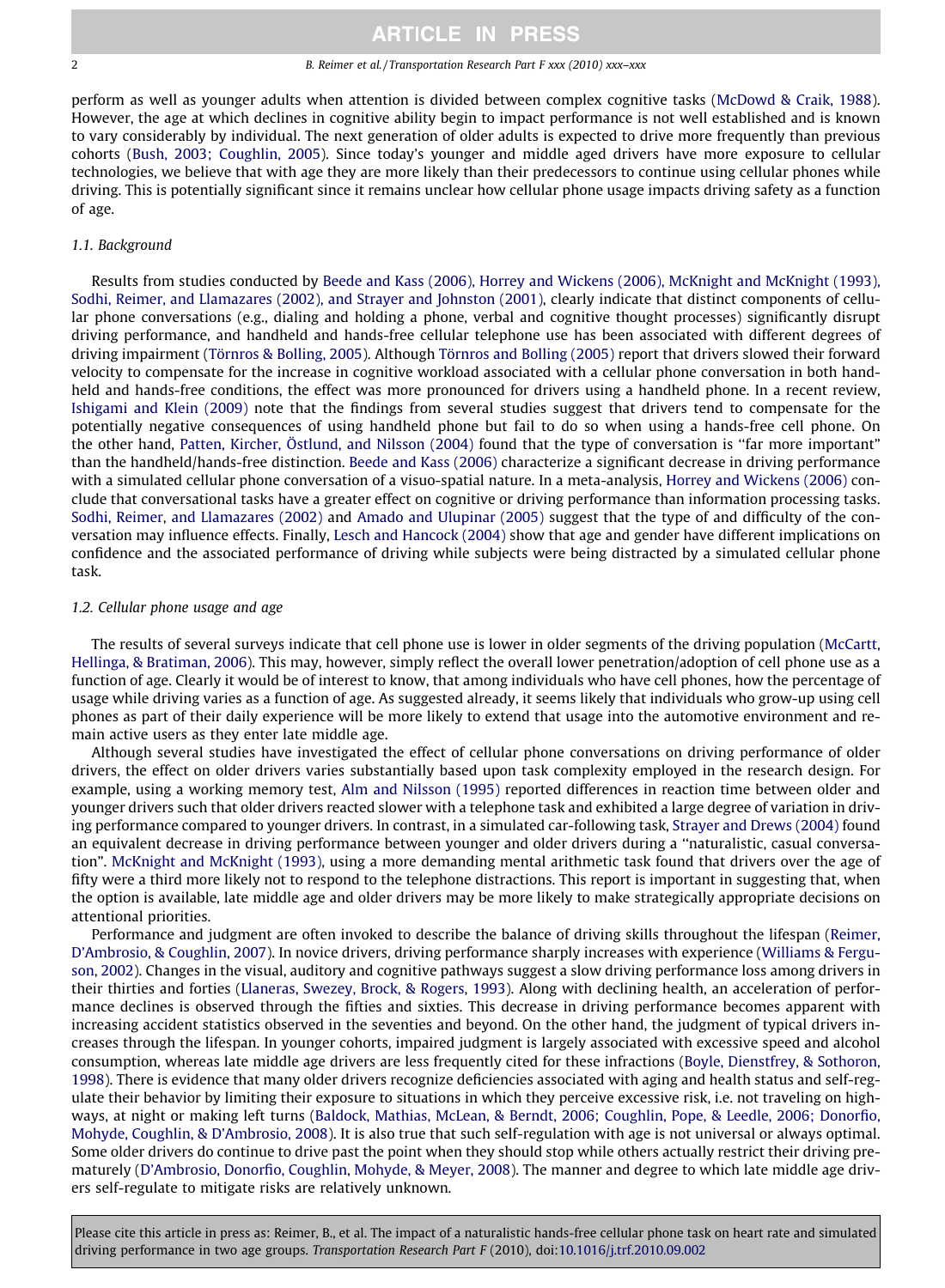perform as well as younger adults when attention is divided between complex cognitive tasks (McDowd & Craik, 1988). However, the age at which declines in cognitive ability begin to impact performance is not well established and is known to vary considerably by individual. The next generation of older adults is expected to drive more frequently than previous cohorts (Bush, 2003; Coughlin, 2005). Since today's younger and middle aged drivers have more exposure to cellular technologies, we believe that with age they are more likely than their predecessors to continue using cellular phones while driving. This is potentially significant since it remains unclear how cellular phone usage impacts driving safety as a function of age.

### 1.1. Background

Results from studies conducted by Beede and Kass (2006), Horrey and Wickens (2006), McKnight and McKnight (1993), Sodhi, Reimer, and Llamazares (2002), and Strayer and Johnston (2001), clearly indicate that distinct components of cellular phone conversations (e.g., dialing and holding a phone, verbal and cognitive thought processes) significantly disrupt driving performance, and handheld and hands-free cellular telephone use has been associated with different degrees of driving impairment (Törnros & Bolling, 2005). Although Törnros and Bolling (2005) report that drivers slowed their forward velocity to compensate for the increase in cognitive workload associated with a cellular phone conversation in both handheld and hands-free conditions, the effect was more pronounced for drivers using a handheld phone. In a recent review, Ishigami and Klein (2009) note that the findings from several studies suggest that drivers tend to compensate for the potentially negative consequences of using handheld phone but fail to do so when using a hands-free cell phone. On the other hand, Patten, Kircher, Östlund, and Nilsson (2004) found that the type of conversation is "far more important" than the handheld/hands-free distinction. Beede and Kass (2006) characterize a significant decrease in driving performance with a simulated cellular phone conversation of a visuo-spatial nature. In a meta-analysis, Horrey and Wickens (2006) conclude that conversational tasks have a greater effect on cognitive or driving performance than information processing tasks. Sodhi, Reimer, and Llamazares (2002) and Amado and Ulupinar (2005) suggest that the type of and difficulty of the conversation may influence effects. Finally, Lesch and Hancock (2004) show that age and gender have different implications on confidence and the associated performance of driving while subjects were being distracted by a simulated cellular phone task.

### 1.2. Cellular phone usage and age

The results of several surveys indicate that cell phone use is lower in older segments of the driving population (McCartt, Hellinga, & Bratiman, 2006). This may, however, simply reflect the overall lower penetration/adoption of cell phone use as a function of age. Clearly it would be of interest to know, that among individuals who have cell phones, how the percentage of usage while driving varies as a function of age. As suggested already, it seems likely that individuals who grow-up using cell phones as part of their daily experience will be more likely to extend that usage into the automotive environment and remain active users as they enter late middle age.

Although several studies have investigated the effect of cellular phone conversations on driving performance of older drivers, the effect on older drivers varies substantially based upon task complexity employed in the research design. For example, using a working memory test, Alm and Nilsson (1995) reported differences in reaction time between older and younger drivers such that older drivers reacted slower with a telephone task and exhibited a large degree of variation in driving performance compared to younger drivers. In contrast, in a simulated car-following task, Strayer and Drews (2004) found an equivalent decrease in driving performance between younger and older drivers during a "naturalistic, casual conversation". McKnight and McKnight (1993), using a more demanding mental arithmetic task found that drivers over the age of fifty were a third more likely not to respond to the telephone distractions. This report is important in suggesting that, when the option is available, late middle age and older drivers may be more likely to make strategically appropriate decisions on attentional priorities.

Performance and judgment are often invoked to describe the balance of driving skills throughout the lifespan (Reimer, D'Ambrosio, & Coughlin, 2007). In novice drivers, driving performance sharply increases with experience (Williams & Ferguson, 2002). Changes in the visual, auditory and cognitive pathways suggest a slow driving performance loss among drivers in their thirties and forties (Llaneras, Swezey, Brock, & Rogers, 1993). Along with declining health, an acceleration of performance declines is observed through the fifties and sixties. This decrease in driving performance becomes apparent with increasing accident statistics observed in the seventies and beyond. On the other hand, the judgment of typical drivers increases through the lifespan. In younger cohorts, impaired judgment is largely associated with excessive speed and alcohol consumption, whereas late middle age drivers are less frequently cited for these infractions (Boyle, Dienstfrey, & Sothoron, 1998). There is evidence that many older drivers recognize deficiencies associated with aging and health status and self-regulate their behavior by limiting their exposure to situations in which they perceive excessive risk, i.e. not traveling on highways, at night or making left turns (Baldock, Mathias, McLean, & Berndt, 2006; Coughlin, Pope, & Leedle, 2006; Donorfio, Mohyde, Coughlin, & D'Ambrosio, 2008). It is also true that such self-regulation with age is not universal or always optimal. Some older drivers do continue to drive past the point when they should stop while others actually restrict their driving prematurely (D'Ambrosio, Donorfio, Coughlin, Mohyde, & Meyer, 2008). The manner and degree to which late middle age drivers self-regulate to mitigate risks are relatively unknown.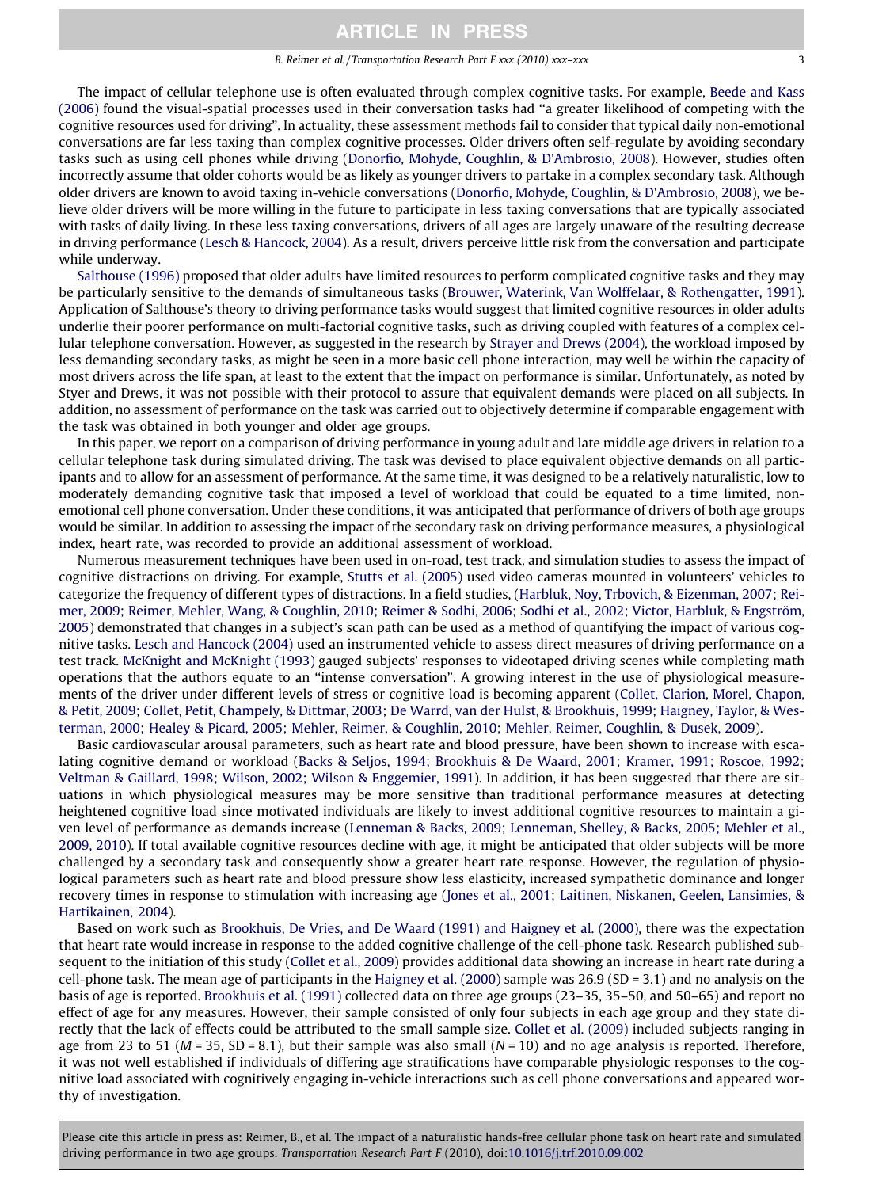The impact of cellular telephone use is often evaluated through complex cognitive tasks. For example, Beede and Kass (2006) found the visual-spatial processes used in their conversation tasks had "a greater likelihood of competing with the cognitive resources used for driving". In actuality, these assessment methods fail to consider that typical daily non-emotional conversations are far less taxing than complex cognitive processes. Older drivers often self-regulate by avoiding secondary tasks such as using cell phones while driving (Donorfio, Mohyde, Coughlin, & D'Ambrosio, 2008). However, studies often incorrectly assume that older cohorts would be as likely as younger drivers to partake in a complex secondary task. Although older drivers are known to avoid taxing in-vehicle conversations (Donorfio, Mohyde, Coughlin, & D'Ambrosio, 2008), we believe older drivers will be more willing in the future to participate in less taxing conversations that are typically associated with tasks of daily living. In these less taxing conversations, drivers of all ages are largely unaware of the resulting decrease in driving performance (Lesch & Hancock, 2004). As a result, drivers perceive little risk from the conversation and participate while underway.

Salthouse (1996) proposed that older adults have limited resources to perform complicated cognitive tasks and they may be particularly sensitive to the demands of simultaneous tasks (Brouwer, Waterink, Van Wolffelaar, & Rothengatter, 1991). Application of Salthouse's theory to driving performance tasks would suggest that limited cognitive resources in older adults underlie their poorer performance on multi-factorial cognitive tasks, such as driving coupled with features of a complex cellular telephone conversation. However, as suggested in the research by Strayer and Drews (2004), the workload imposed by less demanding secondary tasks, as might be seen in a more basic cell phone interaction, may well be within the capacity of most drivers across the life span, at least to the extent that the impact on performance is similar. Unfortunately, as noted by Styer and Drews, it was not possible with their protocol to assure that equivalent demands were placed on all subjects. In addition, no assessment of performance on the task was carried out to objectively determine if comparable engagement with the task was obtained in both younger and older age groups.

In this paper, we report on a comparison of driving performance in young adult and late middle age drivers in relation to a cellular telephone task during simulated driving. The task was devised to place equivalent objective demands on all participants and to allow for an assessment of performance. At the same time, it was designed to be a relatively naturalistic, low to moderately demanding cognitive task that imposed a level of workload that could be equated to a time limited, non-emotional cell phone conversation. Under these conditions, it was anticipated that performance of drivers of both age groups would be similar. In addition to assessing the impact of the secondary task on driving performance measures, a physiological index, heart rate, was recorded to provide an additional assessment of workload.

Numerous measurement techniques have been used in on-road, test track, and simulation studies to assess the impact of cognitive distractions on driving. For example, Stutts et al. (2005) used video cameras mounted in volunteers' vehicles to categorize the frequency of different types of distractions. In a field studies, (Harbluk, Noy, Trbovich, & Eizenman, 2007; Reimer, 2009; Reimer, Mehler, Wang, & Coughlin, 2010; Reimer & Sodhi, 2006; Sodhi et al., 2002; Victor, Harbluk, & Engström, 2005) demonstrated that changes in a subject's scan path can be used as a method of quantifying the impact of various cognitive tasks. Lesch and Hancock (2004) used an instrumented vehicle to assess direct measures of driving performance on a test track. McKnight and McKnight (1993) gauged subjects' responses to videotaped driving scenes while completing math operations that the authors equate to an "intense conversation". A growing interest in the use of physiological measurements of the driver under different levels of stress or cognitive load is becoming apparent (Collet, Clarion, Morel, Chapon, & Petit, 2009; Collet, Petit, Champely, & Dittmar, 2003; De Warrd, van der Hulst, & Brookhuis, 1999; Haigney, Taylor, & Westerman, 2000; Healey & Picard, 2005; Mehler, Reimer, & Coughlin, 2010; Mehler, Reimer, Coughlin, & Dusek, 2009).

Basic cardiovascular arousal parameters, such as heart rate and blood pressure, have been shown to increase with escalating cognitive demand or workload (Backs & Seljos, 1994; Brookhuis & De Waard, 2001; Kramer, 1991; Roscoe, 1992; Veltman & Gaillard, 1998; Wilson, 2002; Wilson & Enggemier, 1991). In addition, it has been suggested that there are situations in which physiological measures may be more sensitive than traditional performance measures at detecting heightened cognitive load since motivated individuals are likely to invest additional cognitive resources to maintain a given level of performance as demands increase (Lenneman & Backs, 2009; Lenneman, Shelley, & Backs, 2005; Mehler et al., 2009, 2010). If total available cognitive resources decline with age, it might be anticipated that older subjects will be more challenged by a secondary task and consequently show a greater heart rate response. However, the regulation of physiological parameters such as heart rate and blood pressure show less elasticity, increased sympathetic dominance and longer recovery times in response to stimulation with increasing age (Jones et al., 2001; Laitinen, Niskanen, Geelen, Lansimies, & Hartikainen, 2004).

Based on work such as Brookhuis, De Vries, and De Waard (1991) and Haigney et al. (2000), there was the expectation that heart rate would increase in response to the added cognitive challenge of the cell-phone task. Research published subsequent to the initiation of this study (Collet et al., 2009) provides additional data showing an increase in heart rate during a cell-phone task. The mean age of participants in the Haigney et al. (2000) sample was 26.9 (SD = 3.1) and no analysis on the basis of age is reported. Brookhuis et al. (1991) collected data on three age groups (23–35, 35–50, and 50–65) and report no effect of age for any measures. However, their sample consisted of only four subjects in each age group and they state directly that the lack of effects could be attributed to the small sample size. Collet et al. (2009) included subjects ranging in age from 23 to 51 ($M = 35$, SD = 8.1), but their sample was also small ($N = 10$) and no age analysis is reported. Therefore, it was not well established if individuals of differing age stratifications have comparable physiologic responses to the cognitive load associated with cognitively engaging in-vehicle interactions such as cell phone conversations and appeared worthy of investigation.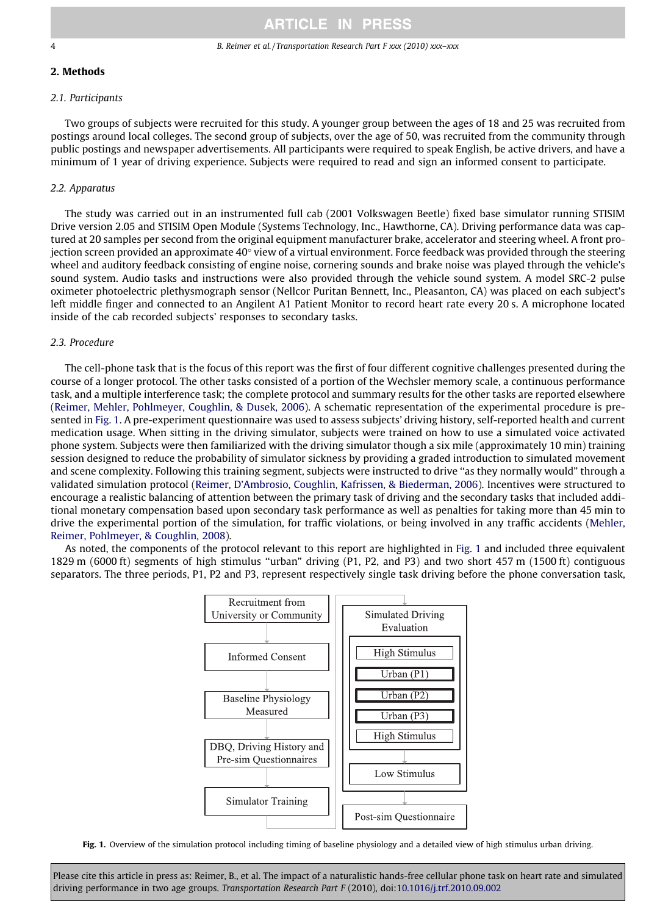## 2. Methods

### 2.1. Participants

Two groups of subjects were recruited for this study. A younger group between the ages of 18 and 25 was recruited from postings around local colleges. The second group of subjects, over the age of 50, was recruited from the community through public postings and newspaper advertisements. All participants were required to speak English, be active drivers, and have a minimum of 1 year of driving experience. Subjects were required to read and sign an informed consent to participate.

### 2.2. Apparatus

The study was carried out in an instrumented full cab (2001 Volkswagen Beetle) fixed base simulator running STISIM Drive version 2.05 and STISIM Open Module (Systems Technology, Inc., Hawthorne, CA). Driving performance data was captured at 20 samples per second from the original equipment manufacturer brake, accelerator and steering wheel. A front projection screen provided an approximate 40° view of a virtual environment. Force feedback was provided through the steering wheel and auditory feedback consisting of engine noise, cornering sounds and brake noise was played through the vehicle's sound system. Audio tasks and instructions were also provided through the vehicle sound system. A model SRC-2 pulse oximeter photoelectric plethysmograph sensor (Nellcor Puritan Bennett, Inc., Pleasanton, CA) was placed on each subject's left middle finger and connected to an Angilent A1 Patient Monitor to record heart rate every 20 s. A microphone located inside of the cab recorded subjects' responses to secondary tasks.

### 2.3. Procedure

The cell-phone task that is the focus of this report was the first of four different cognitive challenges presented during the course of a longer protocol. The other tasks consisted of a portion of the Wechsler memory scale, a continuous performance task, and a multiple interference task; the complete protocol and summary results for the other tasks are reported elsewhere (Reimer, Mehler, Pohlmeyer, Coughlin, & Dusek, 2006). A schematic representation of the experimental procedure is presented in Fig. 1. A pre-experiment questionnaire was used to assess subjects' driving history, self-reported health and current medication usage. When sitting in the driving simulator, subjects were trained on how to use a simulated voice activated phone system. Subjects were then familiarized with the driving simulator though a six mile (approximately 10 min) training session designed to reduce the probability of simulator sickness by providing a graded introduction to simulated movement and scene complexity. Following this training segment, subjects were instructed to drive "as they normally would" through a validated simulation protocol (Reimer, D'Ambrosio, Coughlin, Kafrissen, & Biederman, 2006). Incentives were structured to encourage a realistic balancing of attention between the primary task of driving and the secondary tasks that included additional monetary compensation based upon secondary task performance as well as penalties for taking more than 45 min to drive the experimental portion of the simulation, for traffic violations, or being involved in any traffic accidents (Mehler, Reimer, Pohlmeyer, & Coughlin, 2008).

As noted, the components of the protocol relevant to this report are highlighted in Fig. 1 and included three equivalent 1829 m (6000 ft) segments of high stimulus "urban" driving (P1, P2, and P3) and two short 457 m (1500 ft) contiguous separators. The three periods, P1, P2 and P3, represent respectively single task driving before the phone conversation task,

Recruitment from University or Community → Informed Consent → Baseline Physiology Measured → DBQ, Driving History and Pre-sim Questionnaires → Simulator Training → Simulated Driving Evaluation [High Stimulus; Urban (P1); Urban (P2); Urban (P3); High Stimulus] → Low Stimulus → Post-sim Questionnaire

**Fig. 1.** Overview of the simulation protocol including timing of baseline physiology and a detailed view of high stimulus urban driving.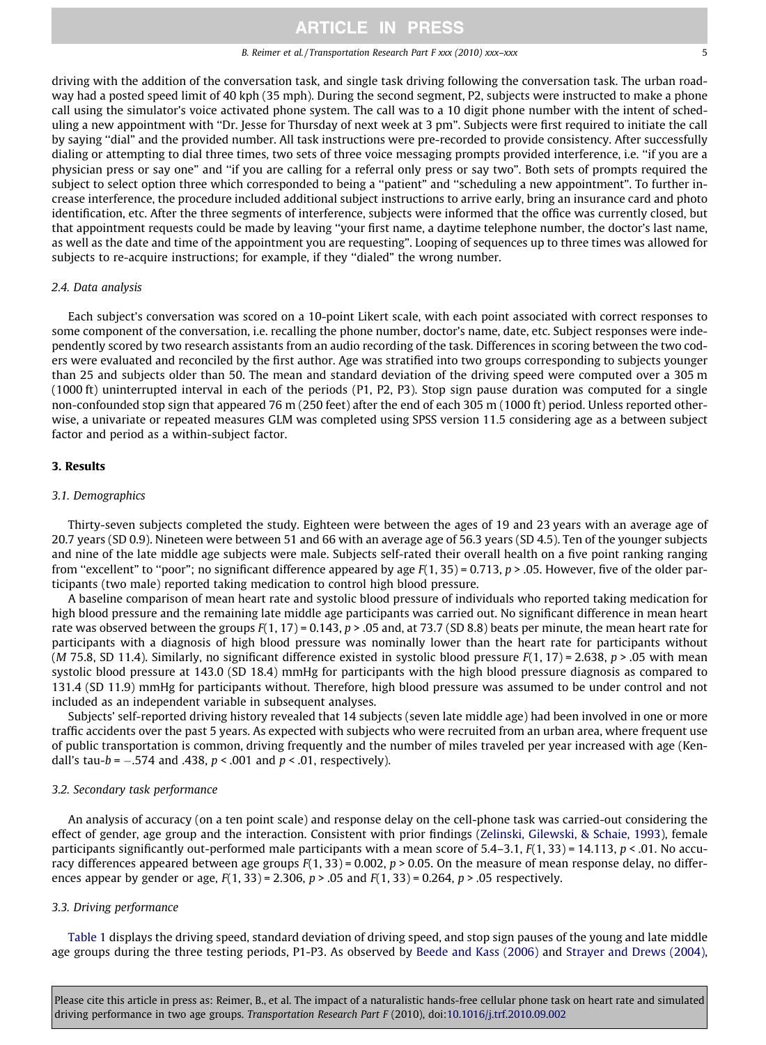driving with the addition of the conversation task, and single task driving following the conversation task. The urban roadway had a posted speed limit of 40 kph (35 mph). During the second segment, P2, subjects were instructed to make a phone call using the simulator's voice activated phone system. The call was to a 10 digit phone number with the intent of scheduling a new appointment with "Dr. Jesse for Thursday of next week at 3 pm". Subjects were first required to initiate the call by saying "dial" and the provided number. All task instructions were pre-recorded to provide consistency. After successfully dialing or attempting to dial three times, two sets of three voice messaging prompts provided interference, i.e. "if you are a physician press or say one" and "if you are calling for a referral only press or say two". Both sets of prompts required the subject to select option three which corresponded to being a "patient" and "scheduling a new appointment". To further increase interference, the procedure included additional subject instructions to arrive early, bring an insurance card and photo identification, etc. After the three segments of interference, subjects were informed that the office was currently closed, but that appointment requests could be made by leaving "your first name, a daytime telephone number, the doctor's last name, as well as the date and time of the appointment you are requesting". Looping of sequences up to three times was allowed for subjects to re-acquire instructions; for example, if they "dialed" the wrong number.

### 2.4. Data analysis

Each subject's conversation was scored on a 10-point Likert scale, with each point associated with correct responses to some component of the conversation, i.e. recalling the phone number, doctor's name, date, etc. Subject responses were independently scored by two research assistants from an audio recording of the task. Differences in scoring between the two coders were evaluated and reconciled by the first author. Age was stratified into two groups corresponding to subjects younger than 25 and subjects older than 50. The mean and standard deviation of the driving speed were computed over a 305 m (1000 ft) uninterrupted interval in each of the periods (P1, P2, P3). Stop sign pause duration was computed for a single non-confounded stop sign that appeared 76 m (250 feet) after the end of each 305 m (1000 ft) period. Unless reported otherwise, a univariate or repeated measures GLM was completed using SPSS version 11.5 considering age as a between subject factor and period as a within-subject factor.

## 3. Results

### 3.1. Demographics

Thirty-seven subjects completed the study. Eighteen were between the ages of 19 and 23 years with an average age of 20.7 years (SD 0.9). Nineteen were between 51 and 66 with an average age of 56.3 years (SD 4.5). Ten of the younger subjects and nine of the late middle age subjects were male. Subjects self-rated their overall health on a five point ranking ranging from "excellent" to "poor"; no significant difference appeared by age $F(1, 35) = 0.713$, $p > .05$. However, five of the older participants (two male) reported taking medication to control high blood pressure.

A baseline comparison of mean heart rate and systolic blood pressure of individuals who reported taking medication for high blood pressure and the remaining late middle age participants was carried out. No significant difference in mean heart rate was observed between the groups $F(1, 17) = 0.143$, $p > .05$ and, at 73.7 (SD 8.8) beats per minute, the mean heart rate for participants with a diagnosis of high blood pressure was nominally lower than the heart rate for participants without ($M$ 75.8, SD 11.4). Similarly, no significant difference existed in systolic blood pressure $F(1, 17) = 2.638$, $p > .05$ with mean systolic blood pressure at 143.0 (SD 18.4) mmHg for participants with the high blood pressure diagnosis as compared to 131.4 (SD 11.9) mmHg for participants without. Therefore, high blood pressure was assumed to be under control and not included as an independent variable in subsequent analyses.

Subjects' self-reported driving history revealed that 14 subjects (seven late middle age) had been involved in one or more traffic accidents over the past 5 years. As expected with subjects who were recruited from an urban area, where frequent use of public transportation is common, driving frequently and the number of miles traveled per year increased with age (Kendall's tau-$b = -.574$ and $.438$, $p < .001$ and $p < .01$, respectively).

### 3.2. Secondary task performance

An analysis of accuracy (on a ten point scale) and response delay on the cell-phone task was carried-out considering the effect of gender, age group and the interaction. Consistent with prior findings (Zelinski, Gilewski, & Schaie, 1993), female participants significantly out-performed male participants with a mean score of 5.4–3.1, $F(1, 33) = 14.113$, $p < .01$. No accuracy differences appeared between age groups $F(1, 33) = 0.002$, $p > 0.05$. On the measure of mean response delay, no differences appear by gender or age, $F(1, 33) = 2.306$, $p > .05$ and $F(1, 33) = 0.264$, $p > .05$ respectively.

### 3.3. Driving performance

Table 1 displays the driving speed, standard deviation of driving speed, and stop sign pauses of the young and late middle age groups during the three testing periods, P1-P3. As observed by Beede and Kass (2006) and Strayer and Drews (2004),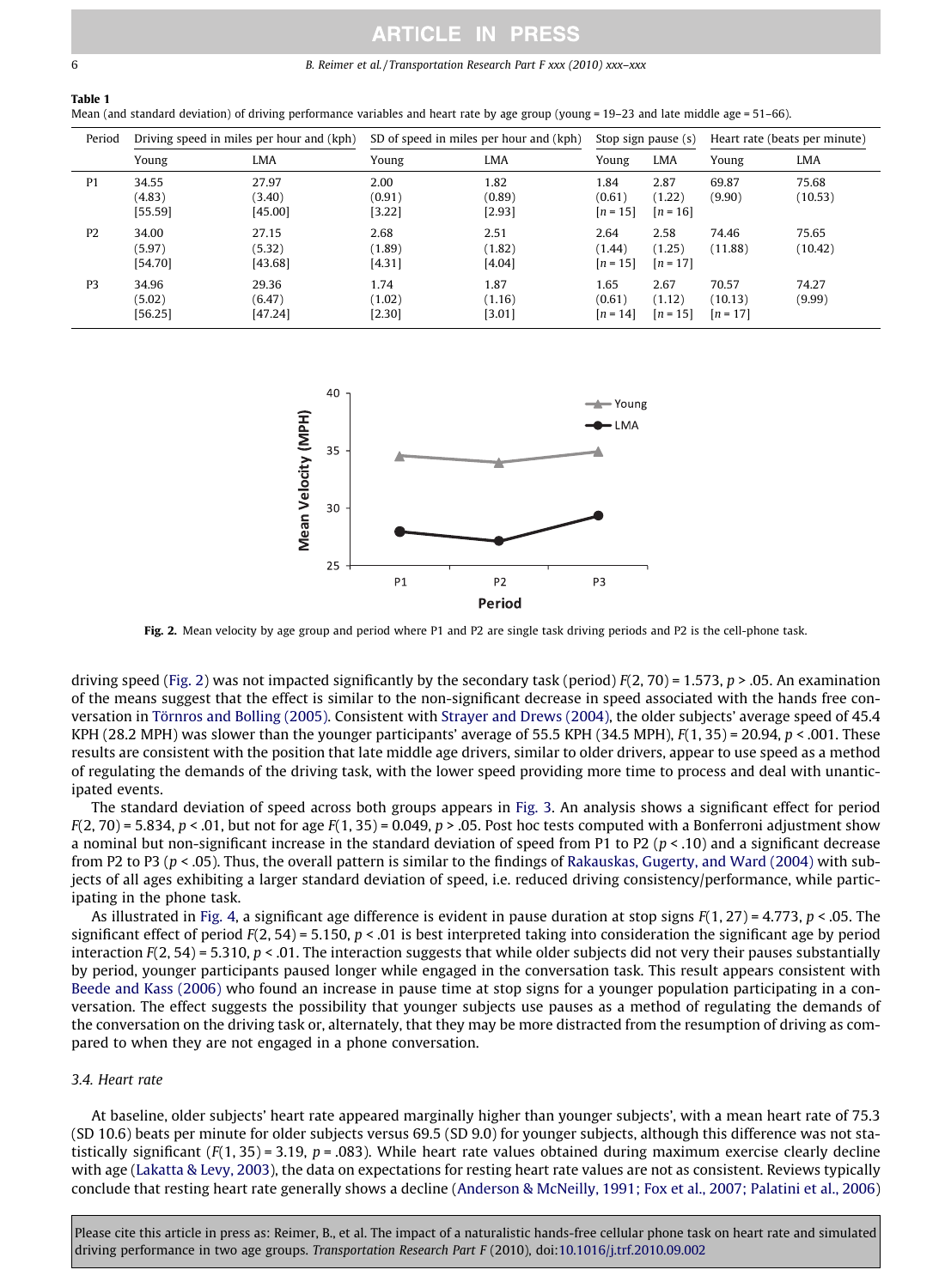**Table 1**
Mean (and standard deviation) of driving performance variables and heart rate by age group (young = 19–23 and late middle age = 51–66).

| Period | Driving speed in miles per hour and (kph) | | SD of speed in miles per hour and (kph) | | Stop sign pause (s) | | Heart rate (beats per minute) | |
|---|---|---|---|---|---|---|---|---|
| | Young | LMA | Young | LMA | Young | LMA | Young | LMA |
| P1 | 34.55 (4.83) [55.59] | 27.97 (3.40) [45.00] | 2.00 (0.91) [3.22] | 1.82 (0.89) [2.93] | 1.84 (0.61) [n = 15] | 2.87 (1.22) [n = 16] | 69.87 (9.90) | 75.68 (10.53) |
| P2 | 34.00 (5.97) [54.70] | 27.15 (5.32) [43.68] | 2.68 (1.89) [4.31] | 2.51 (1.82) [4.04] | 2.64 (1.44) [n = 15] | 2.58 (1.25) [n = 17] | 74.46 (11.88) | 75.65 (10.42) |
| P3 | 34.96 (5.02) [56.25] | 29.36 (6.47) [47.24] | 1.74 (1.02) [2.30] | 1.87 (1.16) [3.01] | 1.65 (0.61) [n = 14] | 2.67 (1.12) [n = 15] | 70.57 (10.13) [n = 17] | 74.27 (9.99) |

**Fig. 2.** Mean velocity by age group and period where P1 and P2 are single task driving periods and P2 is the cell-phone task.

driving speed (Fig. 2) was not impacted significantly by the secondary task (period) $F(2, 70) = 1.573$, $p > .05$. An examination of the means suggest that the effect is similar to the non-significant decrease in speed associated with the hands free conversation in Törnros and Bolling (2005). Consistent with Strayer and Drews (2004), the older subjects' average speed of 45.4 KPH (28.2 MPH) was slower than the younger participants' average of 55.5 KPH (34.5 MPH), $F(1, 35) = 20.94$, $p < .001$. These results are consistent with the position that late middle age drivers, similar to older drivers, appear to use speed as a method of regulating the demands of the driving task, with the lower speed providing more time to process and deal with unanticipated events.

The standard deviation of speed across both groups appears in Fig. 3. An analysis shows a significant effect for period $F(2, 70) = 5.834$, $p < .01$, but not for age $F(1, 35) = 0.049$, $p > .05$. Post hoc tests computed with a Bonferroni adjustment show a nominal but non-significant increase in the standard deviation of speed from P1 to P2 ($p < .10$) and a significant decrease from P2 to P3 ($p < .05$). Thus, the overall pattern is similar to the findings of Rakauskas, Gugerty, and Ward (2004) with subjects of all ages exhibiting a larger standard deviation of speed, i.e. reduced driving consistency/performance, while participating in the phone task.

As illustrated in Fig. 4, a significant age difference is evident in pause duration at stop signs $F(1, 27) = 4.773$, $p < .05$. The significant effect of period $F(2, 54) = 5.150$, $p < .01$ is best interpreted taking into consideration the significant age by period interaction $F(2, 54) = 5.310$, $p < .01$. The interaction suggests that while older subjects did not very their pauses substantially by period, younger participants paused longer while engaged in the conversation task. This result appears consistent with Beede and Kass (2006) who found an increase in pause time at stop signs for a younger population participating in a conversation. The effect suggests the possibility that younger subjects use pauses as a method of regulating the demands of the conversation on the driving task or, alternately, that they may be more distracted from the resumption of driving as compared to when they are not engaged in a phone conversation.

### 3.4. Heart rate

At baseline, older subjects' heart rate appeared marginally higher than younger subjects', with a mean heart rate of 75.3 (SD 10.6) beats per minute for older subjects versus 69.5 (SD 9.0) for younger subjects, although this difference was not statistically significant ($F(1, 35) = 3.19$, $p = .083$). While heart rate values obtained during maximum exercise clearly decline with age (Lakatta & Levy, 2003), the data on expectations for resting heart rate values are not as consistent. Reviews typically conclude that resting heart rate generally shows a decline (Anderson & McNeilly, 1991; Fox et al., 2007; Palatini et al., 2006)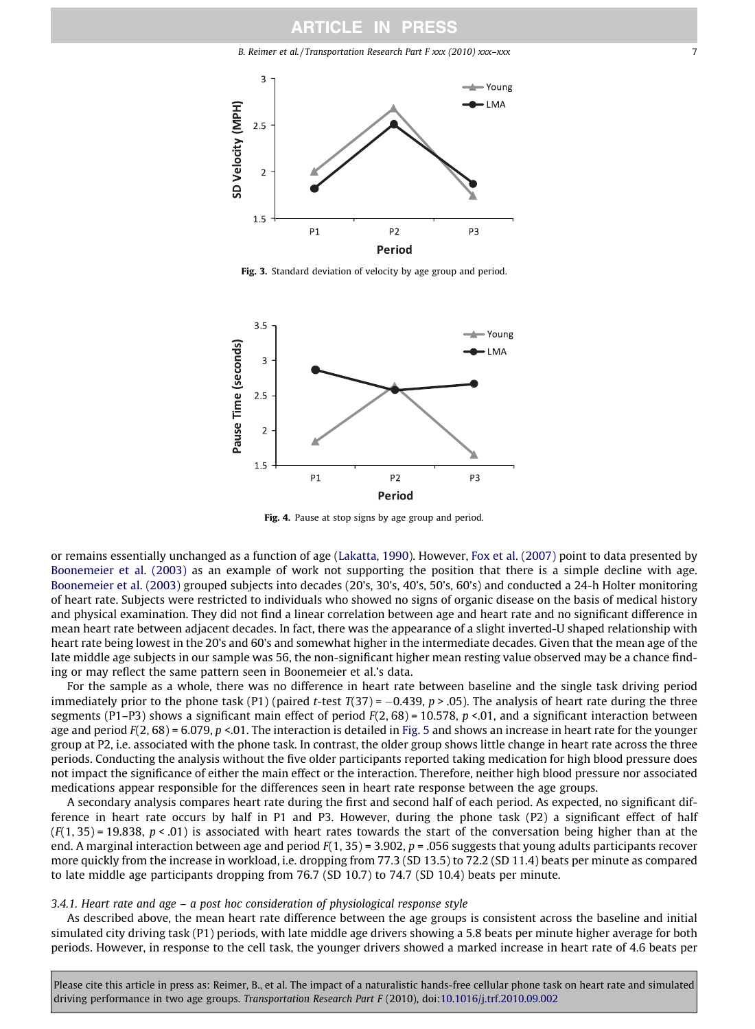**Fig. 3.** Standard deviation of velocity by age group and period.

**Fig. 4.** Pause at stop signs by age group and period.

or remains essentially unchanged as a function of age (Lakatta, 1990). However, Fox et al. (2007) point to data presented by Boonemeier et al. (2003) as an example of work not supporting the position that there is a simple decline with age. Boonemeier et al. (2003) grouped subjects into decades (20's, 30's, 40's, 50's, 60's) and conducted a 24-h Holter monitoring of heart rate. Subjects were restricted to individuals who showed no signs of organic disease on the basis of medical history and physical examination. They did not find a linear correlation between age and heart rate and no significant difference in mean heart rate between adjacent decades. In fact, there was the appearance of a slight inverted-U shaped relationship with heart rate being lowest in the 20's and 60's and somewhat higher in the intermediate decades. Given that the mean age of the late middle age subjects in our sample was 56, the non-significant higher mean resting value observed may be a chance finding or may reflect the same pattern seen in Boonemeier et al.'s data.

For the sample as a whole, there was no difference in heart rate between baseline and the single task driving period immediately prior to the phone task (P1) (paired *t*-test $T(37) = -0.439$, $p > .05$). The analysis of heart rate during the three segments (P1–P3) shows a significant main effect of period $F(2, 68) = 10.578$, $p < .01$, and a significant interaction between age and period $F(2, 68) = 6.079$, $p < .01$. The interaction is detailed in Fig. 5 and shows an increase in heart rate for the younger group at P2, i.e. associated with the phone task. In contrast, the older group shows little change in heart rate across the three periods. Conducting the analysis without the five older participants reported taking medication for high blood pressure does not impact the significance of either the main effect or the interaction. Therefore, neither high blood pressure nor associated medications appear responsible for the differences seen in heart rate response between the age groups.

A secondary analysis compares heart rate during the first and second half of each period. As expected, no significant difference in heart rate occurs by half in P1 and P3. However, during the phone task (P2) a significant effect of half ($F(1, 35) = 19.838$, $p < .01$) is associated with heart rates towards the start of the conversation being higher than at the end. A marginal interaction between age and period $F(1, 35) = 3.902$, $p = .056$ suggests that young adults participants recover more quickly from the increase in workload, i.e. dropping from 77.3 (SD 13.5) to 72.2 (SD 11.4) beats per minute as compared to late middle age participants dropping from 76.7 (SD 10.7) to 74.7 (SD 10.4) beats per minute.

### 3.4.1. Heart rate and age – a post hoc consideration of physiological response style

As described above, the mean heart rate difference between the age groups is consistent across the baseline and initial simulated city driving task (P1) periods, with late middle age drivers showing a 5.8 beats per minute higher average for both periods. However, in response to the cell task, the younger drivers showed a marked increase in heart rate of 4.6 beats per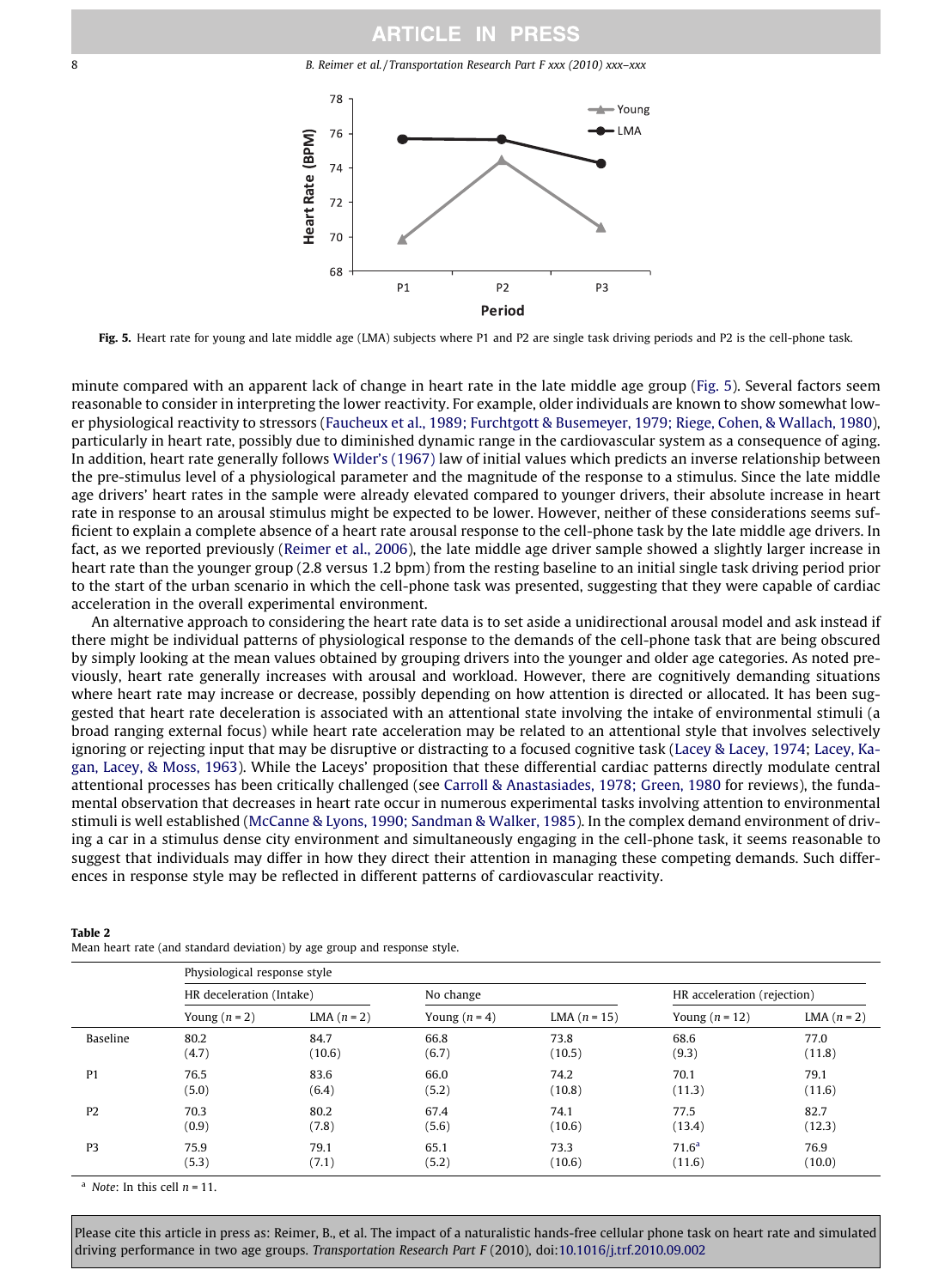Fig. 5. Heart rate for young and late middle age (LMA) subjects where P1 and P2 are single task driving periods and P2 is the cell-phone task.

minute compared with an apparent lack of change in heart rate in the late middle age group (Fig. 5). Several factors seem reasonable to consider in interpreting the lower reactivity. For example, older individuals are known to show somewhat lower physiological reactivity to stressors (Faucheux et al., 1989; Furchtgott & Busemeyer, 1979; Riege, Cohen, & Wallach, 1980), particularly in heart rate, possibly due to diminished dynamic range in the cardiovascular system as a consequence of aging. In addition, heart rate generally follows Wilder's (1967) law of initial values which predicts an inverse relationship between the pre-stimulus level of a physiological parameter and the magnitude of the response to a stimulus. Since the late middle age drivers' heart rates in the sample were already elevated compared to younger drivers, their absolute increase in heart rate in response to an arousal stimulus might be expected to be lower. However, neither of these considerations seems sufficient to explain a complete absence of a heart rate arousal response to the cell-phone task by the late middle age drivers. In fact, as we reported previously (Reimer et al., 2006), the late middle age driver sample showed a slightly larger increase in heart rate than the younger group (2.8 versus 1.2 bpm) from the resting baseline to an initial single task driving period prior to the start of the urban scenario in which the cell-phone task was presented, suggesting that they were capable of cardiac acceleration in the overall experimental environment.

An alternative approach to considering the heart rate data is to set aside a unidirectional arousal model and ask instead if there might be individual patterns of physiological response to the demands of the cell-phone task that are being obscured by simply looking at the mean values obtained by grouping drivers into the younger and older age categories. As noted previously, heart rate generally increases with arousal and workload. However, there are cognitively demanding situations where heart rate may increase or decrease, possibly depending on how attention is directed or allocated. It has been suggested that heart rate deceleration is associated with an attentional state involving the intake of environmental stimuli (a broad ranging external focus) while heart rate acceleration may be related to an attentional style that involves selectively ignoring or rejecting input that may be disruptive or distracting to a focused cognitive task (Lacey & Lacey, 1974; Lacey, Kagan, Lacey, & Moss, 1963). While the Laceys' proposition that these differential cardiac patterns directly modulate central attentional processes has been critically challenged (see Carroll & Anastasiades, 1978; Green, 1980 for reviews), the fundamental observation that decreases in heart rate occur in numerous experimental tasks involving attention to environmental stimuli is well established (McCanne & Lyons, 1990; Sandman & Walker, 1985). In the complex demand environment of driving a car in a stimulus dense city environment and simultaneously engaging in the cell-phone task, it seems reasonable to suggest that individuals may differ in how they direct their attention in managing these competing demands. Such differences in response style may be reflected in different patterns of cardiovascular reactivity.

**Table 2**
Mean heart rate (and standard deviation) by age group and response style.

| | Physiological response style | | | | | |
|---|---|---|---|---|---|---|
| | HR deceleration (Intake) | | No change | | HR acceleration (rejection) | |
| | Young ($n = 2$) | LMA ($n = 2$) | Young ($n = 4$) | LMA ($n = 15$) | Young ($n = 12$) | LMA ($n = 2$) |
| Baseline | 80.2 (4.7) | 84.7 (10.6) | 66.8 (6.7) | 73.8 (10.5) | 68.6 (9.3) | 77.0 (11.8) |
| P1 | 76.5 (5.0) | 83.6 (6.4) | 66.0 (5.2) | 74.2 (10.8) | 70.1 (11.3) | 79.1 (11.6) |
| P2 | 70.3 (0.9) | 80.2 (7.8) | 67.4 (5.6) | 74.1 (10.6) | 77.5 (13.4) | 82.7 (12.3) |
| P3 | 75.9 (5.3) | 79.1 (7.1) | 65.1 (5.2) | 73.3 (10.6) | 71.6[a] (11.6) | 76.9 (10.0) |

[a] *Note*: In this cell $n = 11$.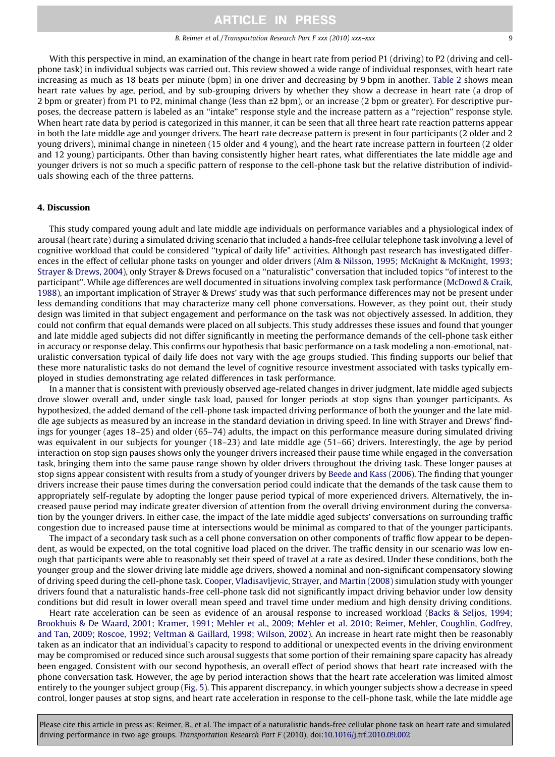With this perspective in mind, an examination of the change in heart rate from period P1 (driving) to P2 (driving and cell-phone task) in individual subjects was carried out. This review showed a wide range of individual responses, with heart rate increasing as much as 18 beats per minute (bpm) in one driver and decreasing by 9 bpm in another. Table 2 shows mean heart rate values by age, period, and by sub-grouping drivers by whether they show a decrease in heart rate (a drop of 2 bpm or greater) from P1 to P2, minimal change (less than ±2 bpm), or an increase (2 bpm or greater). For descriptive purposes, the decrease pattern is labeled as an "intake" response style and the increase pattern as a "rejection" response style. When heart rate data by period is categorized in this manner, it can be seen that all three heart rate reaction patterns appear in both the late middle age and younger drivers. The heart rate decrease pattern is present in four participants (2 older and 2 young drivers), minimal change in nineteen (15 older and 4 young), and the heart rate increase pattern in fourteen (2 older and 12 young) participants. Other than having consistently higher heart rates, what differentiates the late middle age and younger drivers is not so much a specific pattern of response to the cell-phone task but the relative distribution of individuals showing each of the three patterns.

## 4. Discussion

This study compared young adult and late middle age individuals on performance variables and a physiological index of arousal (heart rate) during a simulated driving scenario that included a hands-free cellular telephone task involving a level of cognitive workload that could be considered "typical of daily life" activities. Although past research has investigated differences in the effect of cellular phone tasks on younger and older drivers (Alm & Nilsson, 1995; McKnight & McKnight, 1993; Strayer & Drews, 2004), only Strayer & Drews focused on a "naturalistic" conversation that included topics "of interest to the participant". While age differences are well documented in situations involving complex task performance (McDowd & Craik, 1988), an important implication of Strayer & Drews' study was that such performance differences may not be present under less demanding conditions that may characterize many cell phone conversations. However, as they point out, their study design was limited in that subject engagement and performance on the task was not objectively assessed. In addition, they could not confirm that equal demands were placed on all subjects. This study addresses these issues and found that younger and late middle aged subjects did not differ significantly in meeting the performance demands of the cell-phone task either in accuracy or response delay. This confirms our hypothesis that basic performance on a task modeling a non-emotional, naturalistic conversation typical of daily life does not vary with the age groups studied. This finding supports our belief that these more naturalistic tasks do not demand the level of cognitive resource investment associated with tasks typically employed in studies demonstrating age related differences in task performance.

In a manner that is consistent with previously observed age-related changes in driver judgment, late middle aged subjects drove slower overall and, under single task load, paused for longer periods at stop signs than younger participants. As hypothesized, the added demand of the cell-phone task impacted driving performance of both the younger and the late middle age subjects as measured by an increase in the standard deviation in driving speed. In line with Strayer and Drews' findings for younger (ages 18–25) and older (65–74) adults, the impact on this performance measure during simulated driving was equivalent in our subjects for younger (18–23) and late middle age (51–66) drivers. Interestingly, the age by period interaction on stop sign pauses shows only the younger drivers increased their pause time while engaged in the conversation task, bringing them into the same pause range shown by older drivers throughout the driving task. These longer pauses at stop signs appear consistent with results from a study of younger drivers by Beede and Kass (2006). The finding that younger drivers increase their pause times during the conversation period could indicate that the demands of the task cause them to appropriately self-regulate by adopting the longer pause period typical of more experienced drivers. Alternatively, the increased pause period may indicate greater diversion of attention from the overall driving environment during the conversation by the younger drivers. In either case, the impact of the late middle aged subjects' conversations on surrounding traffic congestion due to increased pause time at intersections would be minimal as compared to that of the younger participants.

The impact of a secondary task such as a cell phone conversation on other components of traffic flow appear to be dependent, as would be expected, on the total cognitive load placed on the driver. The traffic density in our scenario was low enough that participants were able to reasonably set their speed of travel at a rate as desired. Under these conditions, both the younger group and the slower driving late middle age drivers, showed a nominal and non-significant compensatory slowing of driving speed during the cell-phone task. Cooper, Vladisavljevic, Strayer, and Martin (2008) simulation study with younger drivers found that a naturalistic hands-free cell-phone task did not significantly impact driving behavior under low density conditions but did result in lower overall mean speed and travel time under medium and high density driving conditions.

Heart rate acceleration can be seen as evidence of an arousal response to increased workload (Backs & Seljos, 1994; Brookhuis & De Waard, 2001; Kramer, 1991; Mehler et al., 2009; Mehler et al. 2010; Reimer, Mehler, Coughlin, Godfrey, and Tan, 2009; Roscoe, 1992; Veltman & Gaillard, 1998; Wilson, 2002). An increase in heart rate might then be reasonably taken as an indicator that an individual's capacity to respond to additional or unexpected events in the driving environment may be compromised or reduced since such arousal suggests that some portion of their remaining spare capacity has already been engaged. Consistent with our second hypothesis, an overall effect of period shows that heart rate increased with the phone conversation task. However, the age by period interaction shows that the heart rate acceleration was limited almost entirely to the younger subject group (Fig. 5). This apparent discrepancy, in which younger subjects show a decrease in speed control, longer pauses at stop signs, and heart rate acceleration in response to the cell-phone task, while the late middle age

Please cite this article in press as: Reimer, B., et al. The impact of a naturalistic hands-free cellular phone task on heart rate and simulated driving performance in two age groups. Transportation Research Part F (2010), doi:10.1016/j.trf.2010.09.002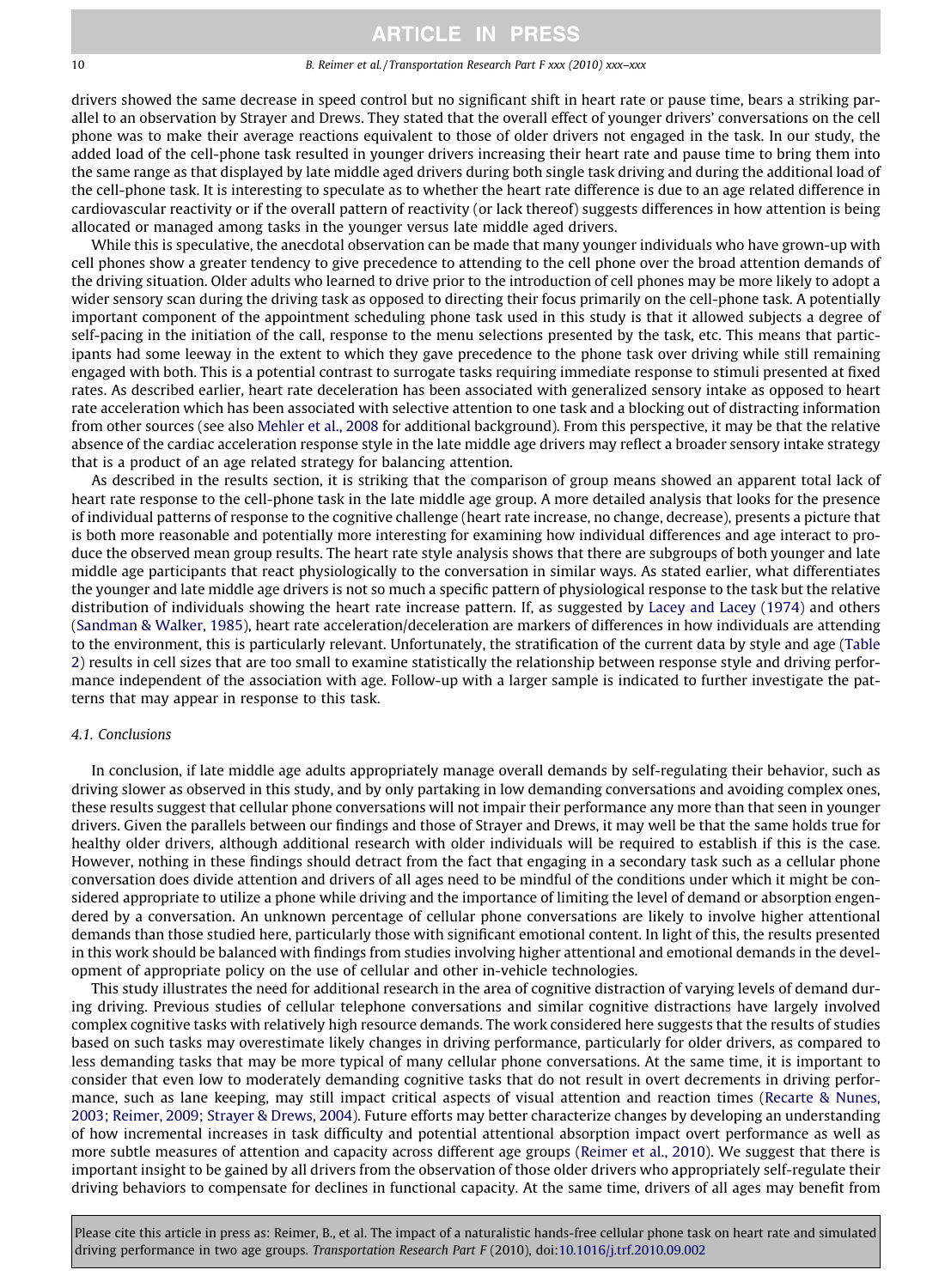drivers showed the same decrease in speed control but no significant shift in heart rate or pause time, bears a striking parallel to an observation by Strayer and Drews. They stated that the overall effect of younger drivers' conversations on the cell phone was to make their average reactions equivalent to those of older drivers not engaged in the task. In our study, the added load of the cell-phone task resulted in younger drivers increasing their heart rate and pause time to bring them into the same range as that displayed by late middle aged drivers during both single task driving and during the additional load of the cell-phone task. It is interesting to speculate as to whether the heart rate difference is due to an age related difference in cardiovascular reactivity or if the overall pattern of reactivity (or lack thereof) suggests differences in how attention is being allocated or managed among tasks in the younger versus late middle aged drivers.

While this is speculative, the anecdotal observation can be made that many younger individuals who have grown-up with cell phones show a greater tendency to give precedence to attending to the cell phone over the broad attention demands of the driving situation. Older adults who learned to drive prior to the introduction of cell phones may be more likely to adopt a wider sensory scan during the driving task as opposed to directing their focus primarily on the cell-phone task. A potentially important component of the appointment scheduling phone task used in this study is that it allowed subjects a degree of self-pacing in the initiation of the call, response to the menu selections presented by the task, etc. This means that participants had some leeway in the extent to which they gave precedence to the phone task over driving while still remaining engaged with both. This is a potential contrast to surrogate tasks requiring immediate response to stimuli presented at fixed rates. As described earlier, heart rate deceleration has been associated with generalized sensory intake as opposed to heart rate acceleration which has been associated with selective attention to one task and a blocking out of distracting information from other sources (see also Mehler et al., 2008 for additional background). From this perspective, it may be that the relative absence of the cardiac acceleration response style in the late middle age drivers may reflect a broader sensory intake strategy that is a product of an age related strategy for balancing attention.

As described in the results section, it is striking that the comparison of group means showed an apparent total lack of heart rate response to the cell-phone task in the late middle age group. A more detailed analysis that looks for the presence of individual patterns of response to the cognitive challenge (heart rate increase, no change, decrease), presents a picture that is both more reasonable and potentially more interesting for examining how individual differences and age interact to produce the observed mean group results. The heart rate style analysis shows that there are subgroups of both younger and late middle age participants that react physiologically to the conversation in similar ways. As stated earlier, what differentiates the younger and late middle age drivers is not so much a specific pattern of physiological response to the task but the relative distribution of individuals showing the heart rate increase pattern. If, as suggested by Lacey and Lacey (1974) and others (Sandman & Walker, 1985), heart rate acceleration/deceleration are markers of differences in how individuals are attending to the environment, this is particularly relevant. Unfortunately, the stratification of the current data by style and age (Table 2) results in cell sizes that are too small to examine statistically the relationship between response style and driving performance independent of the association with age. Follow-up with a larger sample is indicated to further investigate the patterns that may appear in response to this task.

### 4.1. Conclusions

In conclusion, if late middle age adults appropriately manage overall demands by self-regulating their behavior, such as driving slower as observed in this study, and by only partaking in low demanding conversations and avoiding complex ones, these results suggest that cellular phone conversations will not impair their performance any more than that seen in younger drivers. Given the parallels between our findings and those of Strayer and Drews, it may well be that the same holds true for healthy older drivers, although additional research with older individuals will be required to establish if this is the case. However, nothing in these findings should detract from the fact that engaging in a secondary task such as a cellular phone conversation does divide attention and drivers of all ages need to be mindful of the conditions under which it might be considered appropriate to utilize a phone while driving and the importance of limiting the level of demand or absorption engendered by a conversation. An unknown percentage of cellular phone conversations are likely to involve higher attentional demands than those studied here, particularly those with significant emotional content. In light of this, the results presented in this work should be balanced with findings from studies involving higher attentional and emotional demands in the development of appropriate policy on the use of cellular and other in-vehicle technologies.

This study illustrates the need for additional research in the area of cognitive distraction of varying levels of demand during driving. Previous studies of cellular telephone conversations and similar cognitive distractions have largely involved complex cognitive tasks with relatively high resource demands. The work considered here suggests that the results of studies based on such tasks may overestimate likely changes in driving performance, particularly for older drivers, as compared to less demanding tasks that may be more typical of many cellular phone conversations. At the same time, it is important to consider that even low to moderately demanding cognitive tasks that do not result in overt decrements in driving performance, such as lane keeping, may still impact critical aspects of visual attention and reaction times (Recarte & Nunes, 2003; Reimer, 2009; Strayer & Drews, 2004). Future efforts may better characterize changes by developing an understanding of how incremental increases in task difficulty and potential attentional absorption impact overt performance as well as more subtle measures of attention and capacity across different age groups (Reimer et al., 2010). We suggest that there is important insight to be gained by all drivers from the observation of those older drivers who appropriately self-regulate their driving behaviors to compensate for declines in functional capacity. At the same time, drivers of all ages may benefit from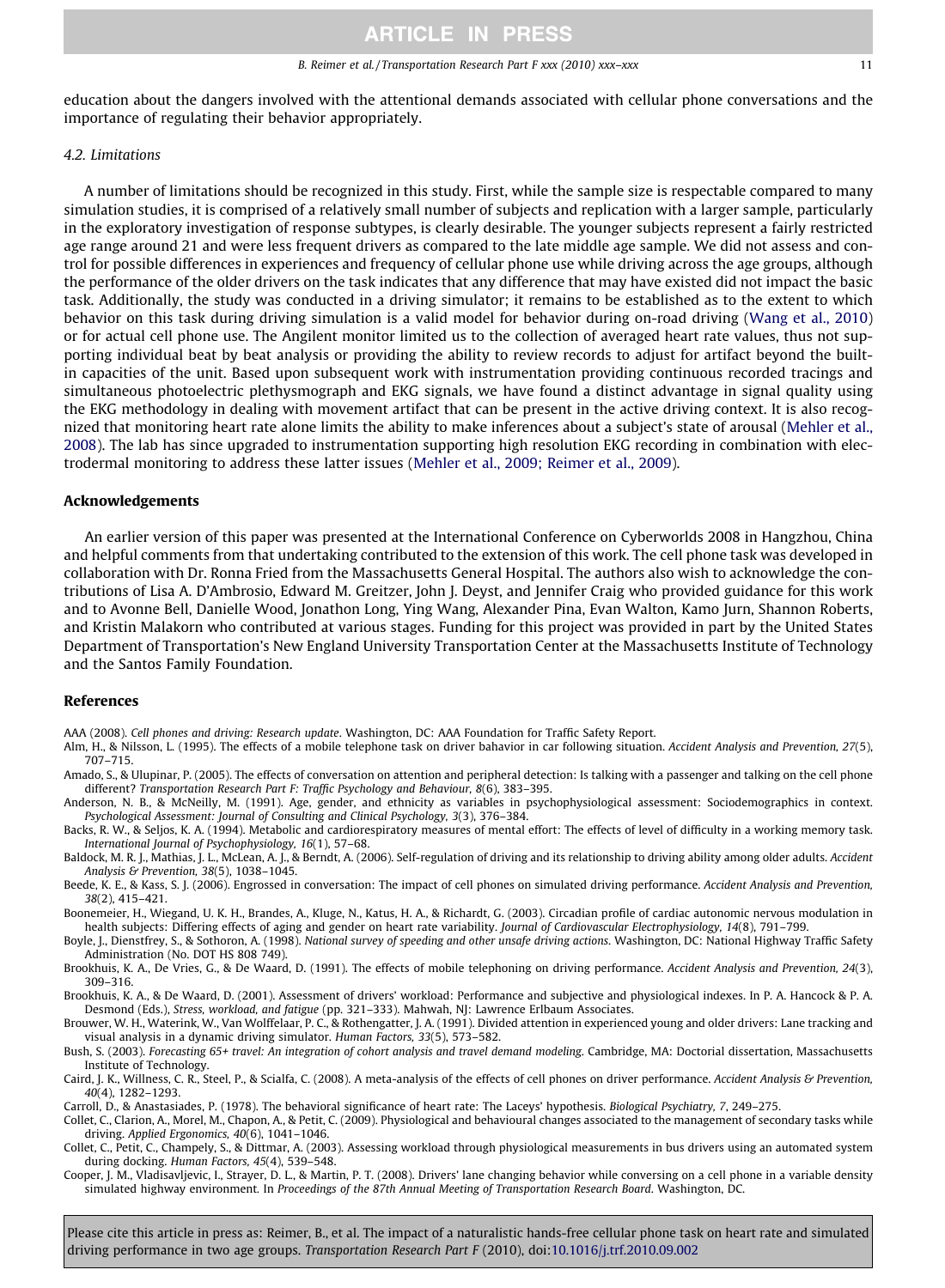education about the dangers involved with the attentional demands associated with cellular phone conversations and the importance of regulating their behavior appropriately.

### 4.2. Limitations

A number of limitations should be recognized in this study. First, while the sample size is respectable compared to many simulation studies, it is comprised of a relatively small number of subjects and replication with a larger sample, particularly in the exploratory investigation of response subtypes, is clearly desirable. The younger subjects represent a fairly restricted age range around 21 and were less frequent drivers as compared to the late middle age sample. We did not assess and control for possible differences in experiences and frequency of cellular phone use while driving across the age groups, although the performance of the older drivers on the task indicates that any difference that may have existed did not impact the basic task. Additionally, the study was conducted in a driving simulator; it remains to be established as to the extent to which behavior on this task during driving simulation is a valid model for behavior during on-road driving (Wang et al., 2010) or for actual cell phone use. The Angilent monitor limited us to the collection of averaged heart rate values, thus not supporting individual beat by beat analysis or providing the ability to review records to adjust for artifact beyond the built-in capacities of the unit. Based upon subsequent work with instrumentation providing continuous recorded tracings and simultaneous photoelectric plethysmograph and EKG signals, we have found a distinct advantage in signal quality using the EKG methodology in dealing with movement artifact that can be present in the active driving context. It is also recognized that monitoring heart rate alone limits the ability to make inferences about a subject's state of arousal (Mehler et al., 2008). The lab has since upgraded to instrumentation supporting high resolution EKG recording in combination with electrodermal monitoring to address these latter issues (Mehler et al., 2009; Reimer et al., 2009).

## Acknowledgements

An earlier version of this paper was presented at the International Conference on Cyberworlds 2008 in Hangzhou, China and helpful comments from that undertaking contributed to the extension of this work. The cell phone task was developed in collaboration with Dr. Ronna Fried from the Massachusetts General Hospital. The authors also wish to acknowledge the contributions of Lisa A. D'Ambrosio, Edward M. Greitzer, John J. Deyst, and Jennifer Craig who provided guidance for this work and to Avonne Bell, Danielle Wood, Jonathon Long, Ying Wang, Alexander Pina, Evan Walton, Kamo Jurn, Shannon Roberts, and Kristin Malakorn who contributed at various stages. Funding for this project was provided in part by the United States Department of Transportation's New England University Transportation Center at the Massachusetts Institute of Technology and the Santos Family Foundation.

## References

AAA (2008). *Cell phones and driving: Research update*. Washington, DC: AAA Foundation for Traffic Safety Report.

Alm, H., & Nilsson, L. (1995). The effects of a mobile telephone task on driver behavior in car following situation. *Accident Analysis and Prevention, 27*(5), 707–715.

Amado, S., & Ulupinar, P. (2005). The effects of conversation on attention and peripheral detection: Is talking with a passenger and talking on the cell phone different? *Transportation Research Part F: Traffic Psychology and Behaviour, 8*(6), 383–395.

Anderson, N. B., & McNeilly, M. (1991). Age, gender, and ethnicity as variables in psychophysiological assessment: Sociodemographics in context. *Psychological Assessment: Journal of Consulting and Clinical Psychology, 3*(3), 376–384.

Backs, R. W., & Seljos, K. A. (1994). Metabolic and cardiorespiratory measures of mental effort: The effects of level of difficulty in a working memory task. *International Journal of Psychophysiology, 16*(1), 57–68.

Baldock, M. R. J., Mathias, J. L., McLean, A. J., & Berndt, A. (2006). Self-regulation of driving and its relationship to driving ability among older adults. *Accident Analysis & Prevention, 38*(5), 1038–1045.

Beede, K. E., & Kass, S. J. (2006). Engrossed in conversation: The impact of cell phones on simulated driving performance. *Accident Analysis and Prevention, 38*(2), 415–421.

Boonemeier, H., Wiegand, U. K. H., Brandes, A., Kluge, N., Katus, H. A., & Richardt, G. (2003). Circadian profile of cardiac autonomic nervous modulation in health subjects: Differing effects of aging and gender on heart rate variability. *Journal of Cardiovascular Electrophysiology, 14*(8), 791–799.

Boyle, J., Dienstfrey, S., & Sothoron, A. (1998). *National survey of speeding and other unsafe driving actions*. Washington, DC: National Highway Traffic Safety Administration (No. DOT HS 808 749).

Brookhuis, K. A., De Vries, G., & De Waard, D. (1991). The effects of mobile telephoning on driving performance. *Accident Analysis and Prevention, 24*(3), 309–316.

Brookhuis, K. A., & De Waard, D. (2001). Assessment of drivers' workload: Performance and subjective and physiological indexes. In P. A. Hancock & P. A. Desmond (Eds.), *Stress, workload, and fatigue* (pp. 321–333). Mahwah, NJ: Lawrence Erlbaum Associates.

Brouwer, W. H., Waterink, W., Van Wolffelaar, P. C., & Rothengatter, J. A. (1991). Divided attention in experienced young and older drivers: Lane tracking and visual analysis in a dynamic driving simulator. *Human Factors, 33*(5), 573–582.

Bush, S. (2003). *Forecasting 65+ travel: An integration of cohort analysis and travel demand modeling*. Cambridge, MA: Doctorial dissertation, Massachusetts Institute of Technology.

Caird, J. K., Willness, C. R., Steel, P., & Scialfa, C. (2008). A meta-analysis of the effects of cell phones on driver performance. *Accident Analysis & Prevention, 40*(4), 1282–1293.

Carroll, D., & Anastasiades, P. (1978). The behavioral significance of heart rate: The Laceys' hypothesis. *Biological Psychiatry, 7*, 249–275.

Collet, C., Clarion, A., Morel, M., Chapon, A., & Petit, C. (2009). Physiological and behavioural changes associated to the management of secondary tasks while driving. *Applied Ergonomics, 40*(6), 1041–1046.

Collet, C., Petit, C., Champely, S., & Dittmar, A. (2003). Assessing workload through physiological measurements in bus drivers using an automated system during docking. *Human Factors, 45*(4), 539–548.

Cooper, J. M., Vladisavljevic, I., Strayer, D. L., & Martin, P. T. (2008). Drivers' lane changing behavior while conversing on a cell phone in a variable density simulated highway environment. In *Proceedings of the 87th Annual Meeting of Transportation Research Board*. Washington, DC.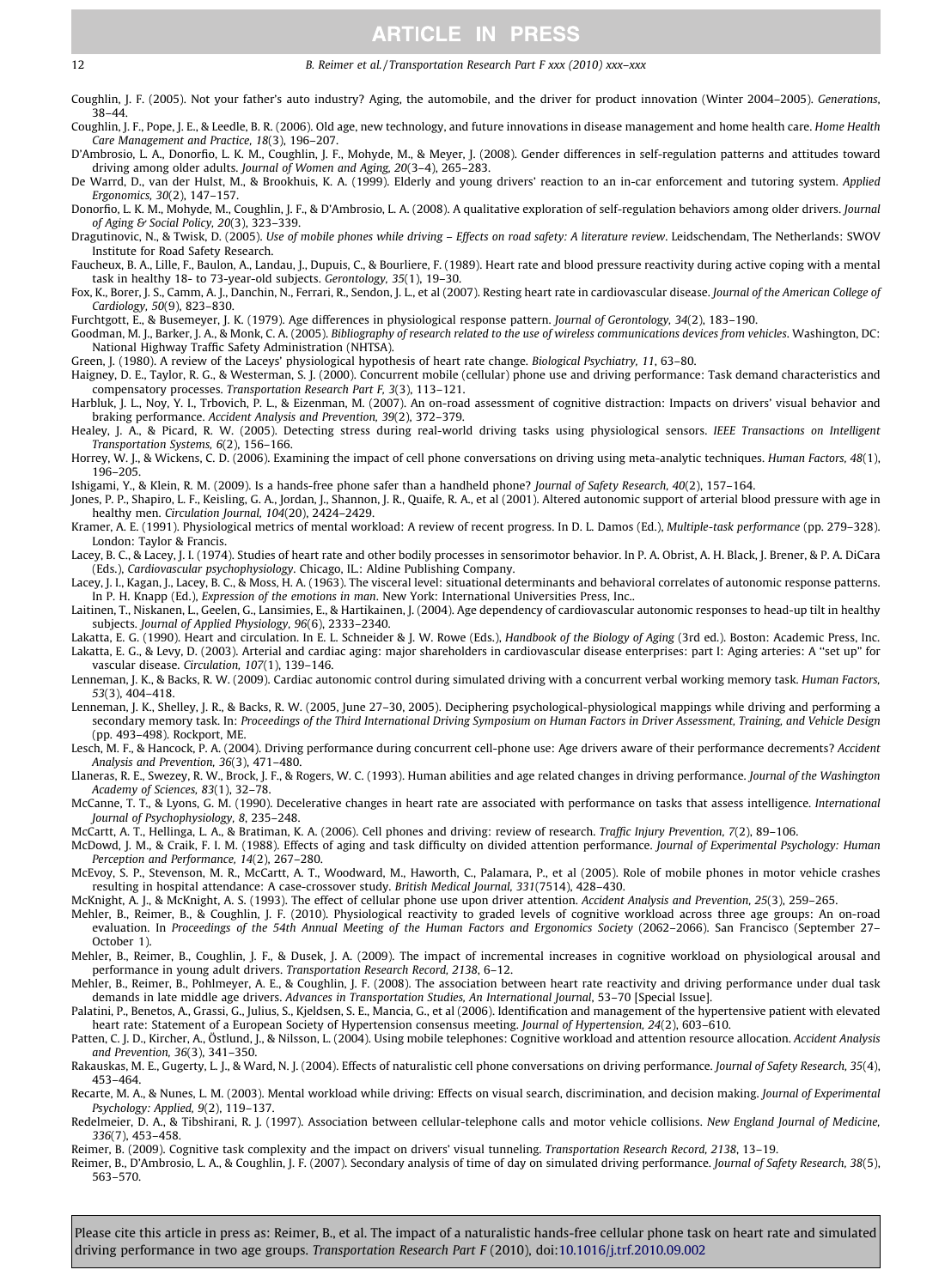Coughlin, J. F. (2005). Not your father's auto industry? Aging, the automobile, and the driver for product innovation (Winter 2004–2005). *Generations*, 38–44.

Coughlin, J. F., Pope, J. E., & Leedle, B. R. (2006). Old age, new technology, and future innovations in disease management and home health care. *Home Health Care Management and Practice, 18*(3), 196–207.

D'Ambrosio, L. A., Donorfio, L. K. M., Coughlin, J. F., Mohyde, M., & Meyer, J. (2008). Gender differences in self-regulation patterns and attitudes toward driving among older adults. *Journal of Women and Aging, 20*(3–4), 265–283.

De Warrd, D., van der Hulst, M., & Brookhuis, K. A. (1999). Elderly and young drivers' reaction to an in-car enforcement and tutoring system. *Applied Ergonomics, 30*(2), 147–157.

Donorfio, L. K. M., Mohyde, M., Coughlin, J. F., & D'Ambrosio, L. A. (2008). A qualitative exploration of self-regulation behaviors among older drivers. *Journal of Aging & Social Policy, 20*(3), 323–339.

Dragutinovic, N., & Twisk, D. (2005). *Use of mobile phones while driving – Effects on road safety: A literature review*. Leidschendam, The Netherlands: SWOV Institute for Road Safety Research.

Faucheux, B. A., Lille, F., Baulon, A., Landau, J., Dupuis, C., & Bourliere, F. (1989). Heart rate and blood pressure reactivity during active coping with a mental task in healthy 18- to 73-year-old subjects. *Gerontology, 35*(1), 19–30.

Fox, K., Borer, J. S., Camm, A. J., Danchin, N., Ferrari, R., Sendon, J. L., et al (2007). Resting heart rate in cardiovascular disease. *Journal of the American College of Cardiology, 50*(9), 823–830.

Furchtgott, E., & Busemeyer, J. K. (1979). Age differences in physiological response pattern. *Journal of Gerontology, 34*(2), 183–190.

Goodman, M. J., Barker, J. A., & Monk, C. A. (2005). *Bibliography of research related to the use of wireless communications devices from vehicles*. Washington, DC: National Highway Traffic Safety Administration (NHTSA).

Green, J. (1980). A review of the Laceys' physiological hypothesis of heart rate change. *Biological Psychiatry, 11*, 63–80.

Haigney, D. E., Taylor, R. G., & Westerman, S. J. (2000). Concurrent mobile (cellular) phone use and driving performance: Task demand characteristics and compensatory processes. *Transportation Research Part F, 3*(3), 113–121.

Harbluk, J. L., Noy, Y. I., Trbovich, P. L., & Eizenman, M. (2007). An on-road assessment of cognitive distraction: Impacts on drivers' visual behavior and braking performance. *Accident Analysis and Prevention, 39*(2), 372–379.

Healey, J. A., & Picard, R. W. (2005). Detecting stress during real-world driving tasks using physiological sensors. *IEEE Transactions on Intelligent Transportation Systems, 6*(2), 156–166.

Horrey, W. J., & Wickens, C. D. (2006). Examining the impact of cell phone conversations on driving using meta-analytic techniques. *Human Factors, 48*(1), 196–205.

Ishigami, Y., & Klein, R. M. (2009). Is a hands-free phone safer than a handheld phone? *Journal of Safety Research, 40*(2), 157–164.

Jones, P. P., Shapiro, L. F., Keisling, G. A., Jordan, J., Shannon, J. R., Quaife, R. A., et al (2001). Altered autonomic support of arterial blood pressure with age in healthy men. *Circulation Journal, 104*(20), 2424–2429.

Kramer, A. E. (1991). Physiological metrics of mental workload: A review of recent progress. In D. L. Damos (Ed.), *Multiple-task performance* (pp. 279–328). London: Taylor & Francis.

Lacey, B. C., & Lacey, J. I. (1974). Studies of heart rate and other bodily processes in sensorimotor behavior. In P. A. Obrist, A. H. Black, J. Brener, & P. A. DiCara (Eds.), *Cardiovascular psychophysiology*. Chicago, IL.: Aldine Publishing Company.

Lacey, J. I., Kagan, J., Lacey, B. C., & Moss, H. A. (1963). The visceral level: situational determinants and behavioral correlates of autonomic response patterns. In P. H. Knapp (Ed.), *Expression of the emotions in man*. New York: International Universities Press, Inc..

Laitinen, T., Niskanen, L., Geelen, G., Lansimies, E., & Hartikainen, J. (2004). Age dependency of cardiovascular autonomic responses to head-up tilt in healthy subjects. *Journal of Applied Physiology, 96*(6), 2333–2340.

Lakatta, E. G. (1990). Heart and circulation. In E. L. Schneider & J. W. Rowe (Eds.), *Handbook of the Biology of Aging* (3rd ed.). Boston: Academic Press, Inc.

Lakatta, E. G., & Levy, D. (2003). Arterial and cardiac aging: major shareholders in cardiovascular disease enterprises: part I: Aging arteries: A "set up" for vascular disease. *Circulation, 107*(1), 139–146.

Lenneman, J. K., & Backs, R. W. (2009). Cardiac autonomic control during simulated driving with a concurrent verbal working memory task. *Human Factors, 53*(3), 404–418.

Lenneman, J. K., Shelley, J. R., & Backs, R. W. (2005, June 27–30, 2005). Deciphering psychological-physiological mappings while driving and performing a secondary memory task. In: *Proceedings of the Third International Driving Symposium on Human Factors in Driver Assessment, Training, and Vehicle Design* (pp. 493–498). Rockport, ME.

Lesch, M. F., & Hancock, P. A. (2004). Driving performance during concurrent cell-phone use: Age drivers aware of their performance decrements? *Accident Analysis and Prevention, 36*(3), 471–480.

Llaneras, R. E., Swezey, R. W., Brock, J. F., & Rogers, W. C. (1993). Human abilities and age related changes in driving performance. *Journal of the Washington Academy of Sciences, 83*(1), 32–78.

McCanne, T. T., & Lyons, G. M. (1990). Decelerative changes in heart rate are associated with performance on tasks that assess intelligence. *International Journal of Psychophysiology, 8*, 235–248.

McCartt, A. T., Hellinga, L. A., & Bratiman, K. A. (2006). Cell phones and driving: review of research. *Traffic Injury Prevention, 7*(2), 89–106.

McDowd, J. M., & Craik, F. I. M. (1988). Effects of aging and task difficulty on divided attention performance. *Journal of Experimental Psychology: Human Perception and Performance, 14*(2), 267–280.

McEvoy, S. P., Stevenson, M. R., McCartt, A. T., Woodward, M., Haworth, C., Palamara, P., et al (2005). Role of mobile phones in motor vehicle crashes resulting in hospital attendance: A case-crossover study. *British Medical Journal, 331*(7514), 428–430.

McKnight, A. J., & McKnight, A. S. (1993). The effect of cellular phone use upon driver attention. *Accident Analysis and Prevention, 25*(3), 259–265.

Mehler, B., Reimer, B., & Coughlin, J. F. (2010). Physiological reactivity to graded levels of cognitive workload across three age groups: An on-road evaluation. In *Proceedings of the 54th Annual Meeting of the Human Factors and Ergonomics Society* (2062–2066). San Francisco (September 27–October 1).

Mehler, B., Reimer, B., Coughlin, J. F., & Dusek, J. A. (2009). The impact of incremental increases in cognitive workload on physiological arousal and performance in young adult drivers. *Transportation Research Record, 2138*, 6–12.

Mehler, B., Reimer, B., Pohlmeyer, A. E., & Coughlin, J. F. (2008). The association between heart rate reactivity and driving performance under dual task demands in late middle age drivers. *Advances in Transportation Studies, An International Journal*, 53–70 [Special Issue].

Palatini, P., Benetos, A., Grassi, G., Julius, S., Kjeldsen, S. E., Mancia, G., et al (2006). Identification and management of the hypertensive patient with elevated heart rate: Statement of a European Society of Hypertension consensus meeting. *Journal of Hypertension, 24*(2), 603–610.

Patten, C. J. D., Kircher, A., Östlund, J., & Nilsson, L. (2004). Using mobile telephones: Cognitive workload and attention resource allocation. *Accident Analysis and Prevention, 36*(3), 341–350.

Rakauskas, M. E., Gugerty, L. J., & Ward, N. J. (2004). Effects of naturalistic cell phone conversations on driving performance. *Journal of Safety Research, 35*(4), 453–464.

Recarte, M. A., & Nunes, L. M. (2003). Mental workload while driving: Effects on visual search, discrimination, and decision making. *Journal of Experimental Psychology: Applied, 9*(2), 119–137.

Redelmeier, D. A., & Tibshirani, R. J. (1997). Association between cellular-telephone calls and motor vehicle collisions. *New England Journal of Medicine, 336*(7), 453–458.

Reimer, B. (2009). Cognitive task complexity and the impact on drivers' visual tunneling. *Transportation Research Record, 2138*, 13–19.

Reimer, B., D'Ambrosio, L. A., & Coughlin, J. F. (2007). Secondary analysis of time of day on simulated driving performance. *Journal of Safety Research, 38*(5), 563–570.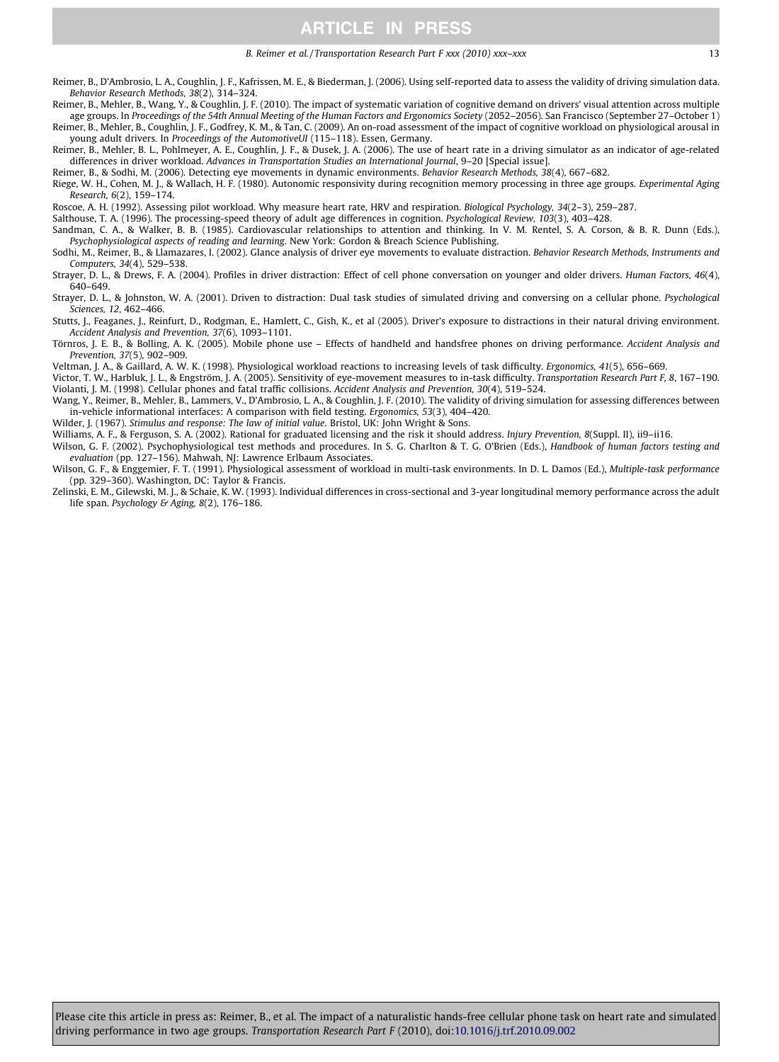Reimer, B., D'Ambrosio, L. A., Coughlin, J. F., Kafrissen, M. E., & Biederman, J. (2006). Using self-reported data to assess the validity of driving simulation data. *Behavior Research Methods, 38*(2), 314–324.

Reimer, B., Mehler, B., Wang, Y., & Coughlin, J. F. (2010). The impact of systematic variation of cognitive demand on drivers' visual attention across multiple age groups. In *Proceedings of the 54th Annual Meeting of the Human Factors and Ergonomics Society* (2052–2056). San Francisco (September 27–October 1)

Reimer, B., Mehler, B., Coughlin, J. F., Godfrey, K. M., & Tan, C. (2009). An on-road assessment of the impact of cognitive workload on physiological arousal in young adult drivers. In *Proceedings of the AutomotiveUI* (115–118). Essen, Germany.

Reimer, B., Mehler, B. L., Pohlmeyer, A. E., Coughlin, J. F., & Dusek, J. A. (2006). The use of heart rate in a driving simulator as an indicator of age-related differences in driver workload. *Advances in Transportation Studies an International Journal*, 9–20 [Special issue].

Reimer, B., & Sodhi, M. (2006). Detecting eye movements in dynamic environments. *Behavior Research Methods, 38*(4), 667–682.

Riege, W. H., Cohen, M. J., & Wallach, H. F. (1980). Autonomic responsivity during recognition memory processing in three age groups. *Experimental Aging Research, 6*(2), 159–174.

Roscoe, A. H. (1992). Assessing pilot workload. Why measure heart rate, HRV and respiration. *Biological Psychology, 34*(2–3), 259–287.

Salthouse, T. A. (1996). The processing-speed theory of adult age differences in cognition. *Psychological Review, 103*(3), 403–428.

Sandman, C. A., & Walker, B. B. (1985). Cardiovascular relationships to attention and thinking. In V. M. Rentel, S. A. Corson, & B. R. Dunn (Eds.), *Psychophysiological aspects of reading and learning*. New York: Gordon & Breach Science Publishing.

Sodhi, M., Reimer, B., & Llamazares, I. (2002). Glance analysis of driver eye movements to evaluate distraction. *Behavior Research Methods, Instruments and Computers, 34*(4), 529–538.

Strayer, D. L., & Drews, F. A. (2004). Profiles in driver distraction: Effect of cell phone conversation on younger and older drivers. *Human Factors, 46*(4), 640–649.

Strayer, D. L., & Johnston, W. A. (2001). Driven to distraction: Dual task studies of simulated driving and conversing on a cellular phone. *Psychological Sciences, 12*, 462–466.

Stutts, J., Feaganes, J., Reinfurt, D., Rodgman, E., Hamlett, C., Gish, K., et al (2005). Driver's exposure to distractions in their natural driving environment. *Accident Analysis and Prevention, 37*(6), 1093–1101.

Törnros, J. E. B., & Bolling, A. K. (2005). Mobile phone use – Effects of handheld and handsfree phones on driving performance. *Accident Analysis and Prevention, 37*(5), 902–909.

Veltman, J. A., & Gaillard, A. W. K. (1998). Physiological workload reactions to increasing levels of task difficulty. *Ergonomics, 41*(5), 656–669.

Victor, T. W., Harbluk, J. L., & Engström, J. A. (2005). Sensitivity of eye-movement measures to in-task difficulty. *Transportation Research Part F, 8*, 167–190.

Violanti, J. M. (1998). Cellular phones and fatal traffic collisions. *Accident Analysis and Prevention, 30*(4), 519–524.

Wang, Y., Reimer, B., Mehler, B., Lammers, V., D'Ambrosio, L. A., & Coughlin, J. F. (2010). The validity of driving simulation for assessing differences between in-vehicle informational interfaces: A comparison with field testing. *Ergonomics, 53*(3), 404–420.

Wilder, J. (1967). *Stimulus and response: The law of initial value*. Bristol, UK: John Wright & Sons.

Williams, A. F., & Ferguson, S. A. (2002). Rational for graduated licensing and the risk it should address. *Injury Prevention, 8*(Suppl. II), ii9–ii16.

Wilson, G. F. (2002). Psychophysiological test methods and procedures. In S. G. Charlton & T. G. O'Brien (Eds.), *Handbook of human factors testing and evaluation* (pp. 127–156). Mahwah, NJ: Lawrence Erlbaum Associates.

Wilson, G. F., & Enggemier, F. T. (1991). Physiological assessment of workload in multi-task environments. In D. L. Damos (Ed.), *Multiple-task performance* (pp. 329–360). Washington, DC: Taylor & Francis.

Zelinski, E. M., Gilewski, M. J., & Schaie, K. W. (1993). Individual differences in cross-sectional and 3-year longitudinal memory performance across the adult life span. *Psychology & Aging, 8*(2), 176–186.

Please cite this article in press as: Reimer, B., et al. The impact of a naturalistic hands-free cellular phone task on heart rate and simulated driving performance in two age groups. *Transportation Research Part F* (2010), doi:10.1016/j.trf.2010.09.002